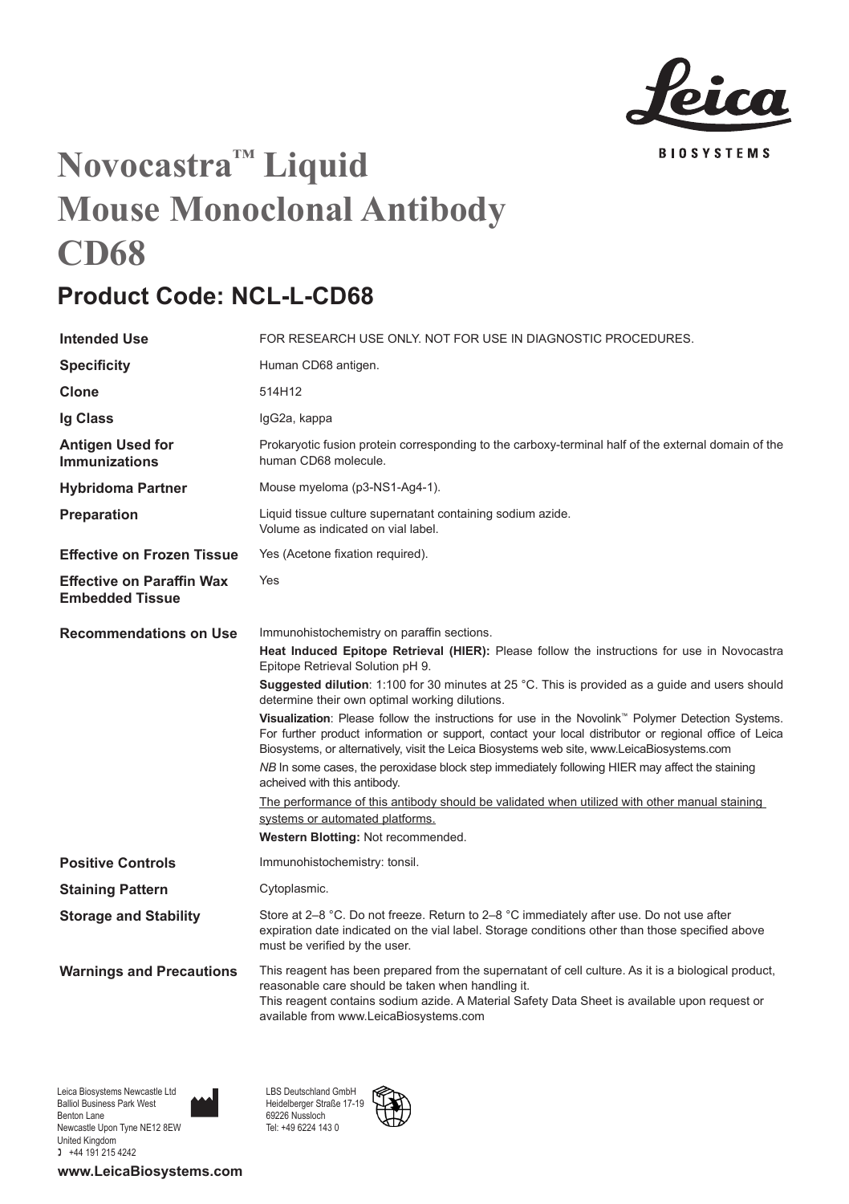Leica BIOSYSTEMS

# Novocastra™ Liquid Mouse Monoclonal Antibody CD68

## Product Code: NCL-L-CD68

| | |
|---|---|
| **Intended Use** | FOR RESEARCH USE ONLY. NOT FOR USE IN DIAGNOSTIC PROCEDURES. |
| **Specificity** | Human CD68 antigen. |
| **Clone** | 514H12 |
| **Ig Class** | IgG2a, kappa |
| **Antigen Used for Immunizations** | Prokaryotic fusion protein corresponding to the carboxy-terminal half of the external domain of the human CD68 molecule. |
| **Hybridoma Partner** | Mouse myeloma (p3-NS1-Ag4-1). |
| **Preparation** | Liquid tissue culture supernatant containing sodium azide. Volume as indicated on vial label. |
| **Effective on Frozen Tissue** | Yes (Acetone fixation required). |
| **Effective on Paraffin Wax Embedded Tissue** | Yes |
| **Recommendations on Use** | Immunohistochemistry on paraffin sections. **Heat Induced Epitope Retrieval (HIER):** Please follow the instructions for use in Novocastra Epitope Retrieval Solution pH 9. **Suggested dilution**: 1:100 for 30 minutes at 25 °C. This is provided as a guide and users should determine their own optimal working dilutions. **Visualization**: Please follow the instructions for use in the Novolink™ Polymer Detection Systems. For further product information or support, contact your local distributor or regional office of Leica Biosystems, or alternatively, visit the Leica Biosystems web site, www.LeicaBiosystems.com *NB* In some cases, the peroxidase block step immediately following HIER may affect the staining acheived with this antibody. The performance of this antibody should be validated when utilized with other manual staining systems or automated platforms. **Western Blotting:** Not recommended. |
| **Positive Controls** | Immunohistochemistry: tonsil. |
| **Staining Pattern** | Cytoplasmic. |
| **Storage and Stability** | Store at 2–8 °C. Do not freeze. Return to 2–8 °C immediately after use. Do not use after expiration date indicated on the vial label. Storage conditions other than those specified above must be verified by the user. |
| **Warnings and Precautions** | This reagent has been prepared from the supernatant of cell culture. As it is a biological product, reasonable care should be taken when handling it. This reagent contains sodium azide. A Material Safety Data Sheet is available upon request or available from www.LeicaBiosystems.com |

Leica Biosystems Newcastle Ltd
Balliol Business Park West
Benton Lane
Newcastle Upon Tyne NE12 8EW
United Kingdom
+44 191 215 4242

LBS Deutschland GmbH
Heidelberger Straße 17-19
69226 Nussloch
Tel: +49 6224 143 0

**www.LeicaBiosystems.com**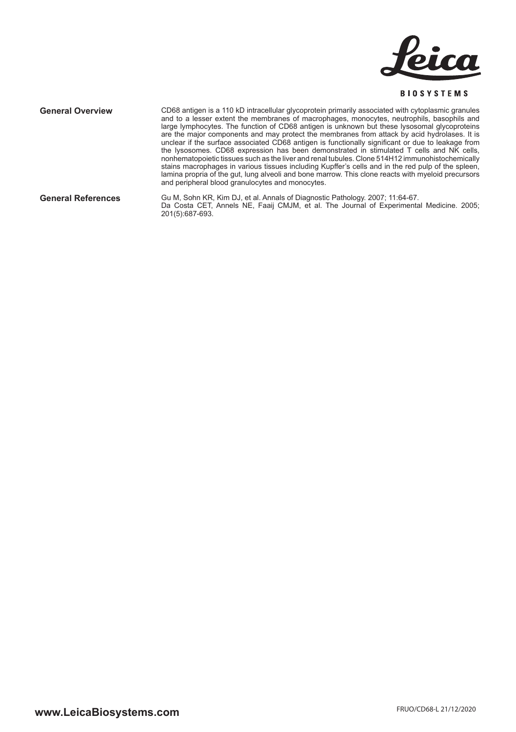**General Overview**

CD68 antigen is a 110 kD intracellular glycoprotein primarily associated with cytoplasmic granules and to a lesser extent the membranes of macrophages, monocytes, neutrophils, basophils and large lymphocytes. The function of CD68 antigen is unknown but these lysosomal glycoproteins are the major components and may protect the membranes from attack by acid hydrolases. It is unclear if the surface associated CD68 antigen is functionally significant or due to leakage from the lysosomes. CD68 expression has been demonstrated in stimulated T cells and NK cells, nonhematopoietic tissues such as the liver and renal tubules. Clone 514H12 immunohistochemically stains macrophages in various tissues including Kupffer's cells and in the red pulp of the spleen, lamina propria of the gut, lung alveoli and bone marrow. This clone reacts with myeloid precursors and peripheral blood granulocytes and monocytes.

**General References**

Gu M, Sohn KR, Kim DJ, et al. Annals of Diagnostic Pathology. 2007; 11:64-67.
Da Costa CET, Annels NE, Faaij CMJM, et al. The Journal of Experimental Medicine. 2005; 201(5):687-693.

**www.LeicaBiosystems.com**

FRUO/CD68-L 21/12/2020